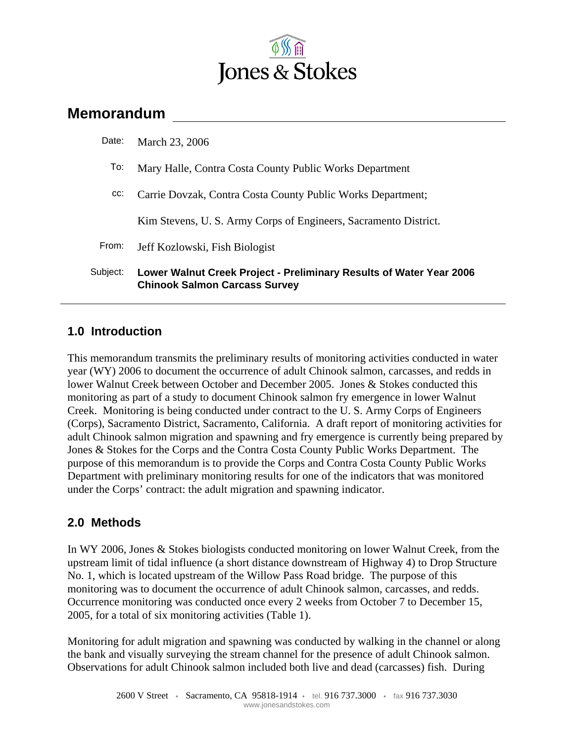Jones & Stokes

# Memorandum

| | |
|---|---|
| Date: | March 23, 2006 |
| To: | Mary Halle, Contra Costa County Public Works Department |
| cc: | Carrie Dovzak, Contra Costa County Public Works Department; |
| | Kim Stevens, U. S. Army Corps of Engineers, Sacramento District. |
| From: | Jeff Kozlowski, Fish Biologist |
| Subject: | **Lower Walnut Creek Project - Preliminary Results of Water Year 2006 Chinook Salmon Carcass Survey** |

## 1.0 Introduction

This memorandum transmits the preliminary results of monitoring activities conducted in water year (WY) 2006 to document the occurrence of adult Chinook salmon, carcasses, and redds in lower Walnut Creek between October and December 2005. Jones & Stokes conducted this monitoring as part of a study to document Chinook salmon fry emergence in lower Walnut Creek. Monitoring is being conducted under contract to the U. S. Army Corps of Engineers (Corps), Sacramento District, Sacramento, California. A draft report of monitoring activities for adult Chinook salmon migration and spawning and fry emergence is currently being prepared by Jones & Stokes for the Corps and the Contra Costa County Public Works Department. The purpose of this memorandum is to provide the Corps and Contra Costa County Public Works Department with preliminary monitoring results for one of the indicators that was monitored under the Corps' contract: the adult migration and spawning indicator.

## 2.0 Methods

In WY 2006, Jones & Stokes biologists conducted monitoring on lower Walnut Creek, from the upstream limit of tidal influence (a short distance downstream of Highway 4) to Drop Structure No. 1, which is located upstream of the Willow Pass Road bridge. The purpose of this monitoring was to document the occurrence of adult Chinook salmon, carcasses, and redds. Occurrence monitoring was conducted once every 2 weeks from October 7 to December 15, 2005, for a total of six monitoring activities (Table 1).

Monitoring for adult migration and spawning was conducted by walking in the channel or along the bank and visually surveying the stream channel for the presence of adult Chinook salmon. Observations for adult Chinook salmon included both live and dead (carcasses) fish. During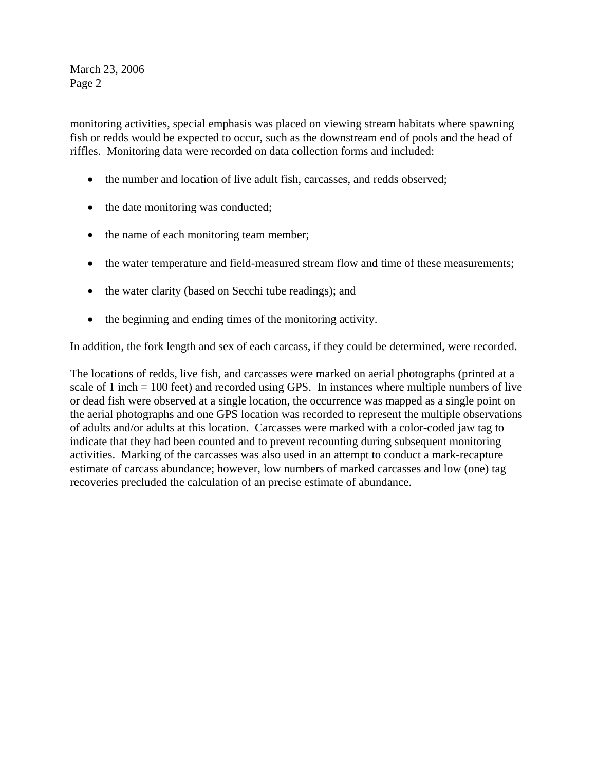monitoring activities, special emphasis was placed on viewing stream habitats where spawning fish or redds would be expected to occur, such as the downstream end of pools and the head of riffles. Monitoring data were recorded on data collection forms and included:

- the number and location of live adult fish, carcasses, and redds observed;
- the date monitoring was conducted;
- the name of each monitoring team member;
- the water temperature and field-measured stream flow and time of these measurements;
- the water clarity (based on Secchi tube readings); and
- the beginning and ending times of the monitoring activity.

In addition, the fork length and sex of each carcass, if they could be determined, were recorded.

The locations of redds, live fish, and carcasses were marked on aerial photographs (printed at a scale of 1 inch = 100 feet) and recorded using GPS. In instances where multiple numbers of live or dead fish were observed at a single location, the occurrence was mapped as a single point on the aerial photographs and one GPS location was recorded to represent the multiple observations of adults and/or adults at this location. Carcasses were marked with a color-coded jaw tag to indicate that they had been counted and to prevent recounting during subsequent monitoring activities. Marking of the carcasses was also used in an attempt to conduct a mark-recapture estimate of carcass abundance; however, low numbers of marked carcasses and low (one) tag recoveries precluded the calculation of an precise estimate of abundance.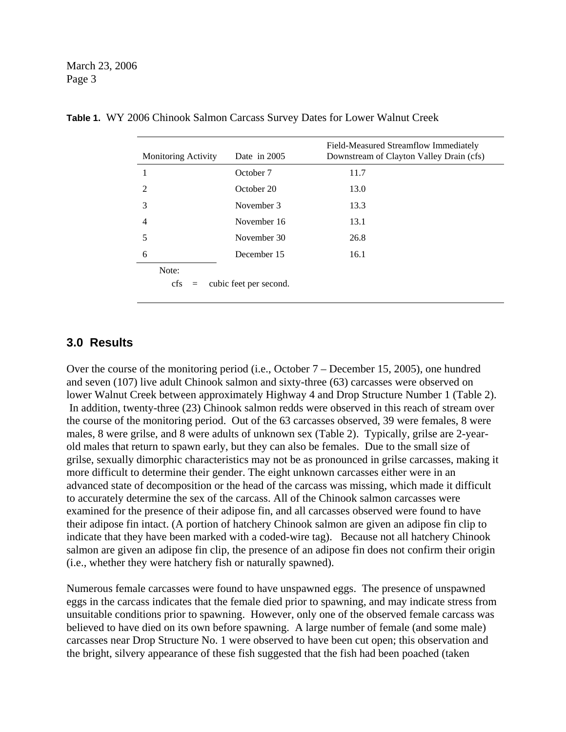**Table 1.** WY 2006 Chinook Salmon Carcass Survey Dates for Lower Walnut Creek

| Monitoring Activity | Date in 2005 | Field-Measured Streamflow Immediately Downstream of Clayton Valley Drain (cfs) |
|---|---|---|
| 1 | October 7 | 11.7 |
| 2 | October 20 | 13.0 |
| 3 | November 3 | 13.3 |
| 4 | November 16 | 13.1 |
| 5 | November 30 | 26.8 |
| 6 | December 15 | 16.1 |

Note:
cfs = cubic feet per second.

## 3.0 Results

Over the course of the monitoring period (i.e., October 7 – December 15, 2005), one hundred and seven (107) live adult Chinook salmon and sixty-three (63) carcasses were observed on lower Walnut Creek between approximately Highway 4 and Drop Structure Number 1 (Table 2). In addition, twenty-three (23) Chinook salmon redds were observed in this reach of stream over the course of the monitoring period. Out of the 63 carcasses observed, 39 were females, 8 were males, 8 were grilse, and 8 were adults of unknown sex (Table 2). Typically, grilse are 2-year-old males that return to spawn early, but they can also be females. Due to the small size of grilse, sexually dimorphic characteristics may not be as pronounced in grilse carcasses, making it more difficult to determine their gender. The eight unknown carcasses either were in an advanced state of decomposition or the head of the carcass was missing, which made it difficult to accurately determine the sex of the carcass. All of the Chinook salmon carcasses were examined for the presence of their adipose fin, and all carcasses observed were found to have their adipose fin intact. (A portion of hatchery Chinook salmon are given an adipose fin clip to indicate that they have been marked with a coded-wire tag). Because not all hatchery Chinook salmon are given an adipose fin clip, the presence of an adipose fin does not confirm their origin (i.e., whether they were hatchery fish or naturally spawned).

Numerous female carcasses were found to have unspawned eggs. The presence of unspawned eggs in the carcass indicates that the female died prior to spawning, and may indicate stress from unsuitable conditions prior to spawning. However, only one of the observed female carcass was believed to have died on its own before spawning. A large number of female (and some male) carcasses near Drop Structure No. 1 were observed to have been cut open; this observation and the bright, silvery appearance of these fish suggested that the fish had been poached (taken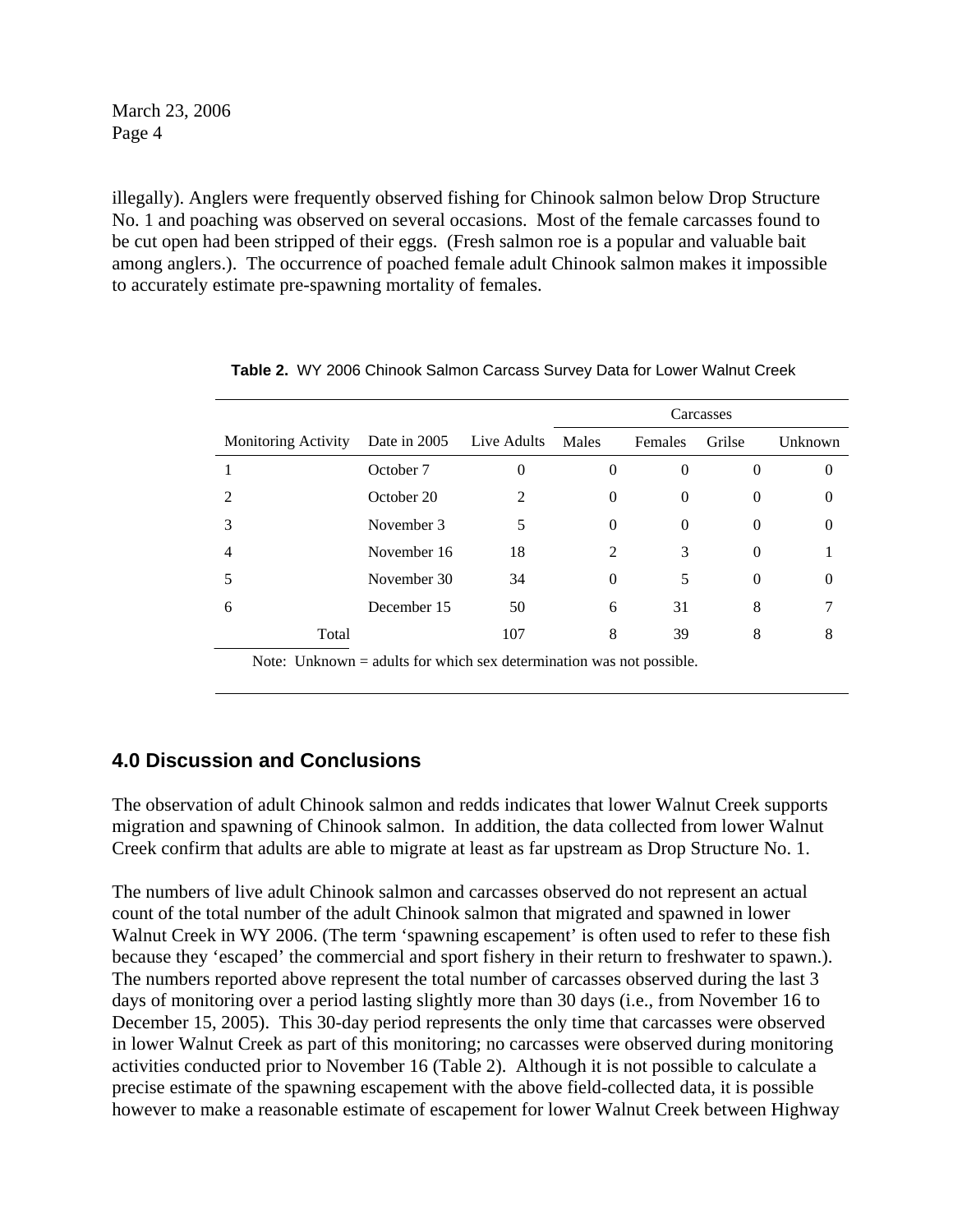illegally). Anglers were frequently observed fishing for Chinook salmon below Drop Structure No. 1 and poaching was observed on several occasions. Most of the female carcasses found to be cut open had been stripped of their eggs. (Fresh salmon roe is a popular and valuable bait among anglers.). The occurrence of poached female adult Chinook salmon makes it impossible to accurately estimate pre-spawning mortality of females.

**Table 2.** WY 2006 Chinook Salmon Carcass Survey Data for Lower Walnut Creek

| | | | Carcasses | | | |
|---|---|---|---|---|---|---|
| Monitoring Activity | Date in 2005 | Live Adults | Males | Females | Grilse | Unknown |
| 1 | October 7 | 0 | 0 | 0 | 0 | 0 |
| 2 | October 20 | 2 | 0 | 0 | 0 | 0 |
| 3 | November 3 | 5 | 0 | 0 | 0 | 0 |
| 4 | November 16 | 18 | 2 | 3 | 0 | 1 |
| 5 | November 30 | 34 | 0 | 5 | 0 | 0 |
| 6 | December 15 | 50 | 6 | 31 | 8 | 7 |
| Total | | 107 | 8 | 39 | 8 | 8 |

Note: Unknown = adults for which sex determination was not possible.

## 4.0 Discussion and Conclusions

The observation of adult Chinook salmon and redds indicates that lower Walnut Creek supports migration and spawning of Chinook salmon. In addition, the data collected from lower Walnut Creek confirm that adults are able to migrate at least as far upstream as Drop Structure No. 1.

The numbers of live adult Chinook salmon and carcasses observed do not represent an actual count of the total number of the adult Chinook salmon that migrated and spawned in lower Walnut Creek in WY 2006. (The term 'spawning escapement' is often used to refer to these fish because they 'escaped' the commercial and sport fishery in their return to freshwater to spawn.). The numbers reported above represent the total number of carcasses observed during the last 3 days of monitoring over a period lasting slightly more than 30 days (i.e., from November 16 to December 15, 2005). This 30-day period represents the only time that carcasses were observed in lower Walnut Creek as part of this monitoring; no carcasses were observed during monitoring activities conducted prior to November 16 (Table 2). Although it is not possible to calculate a precise estimate of the spawning escapement with the above field-collected data, it is possible however to make a reasonable estimate of escapement for lower Walnut Creek between Highway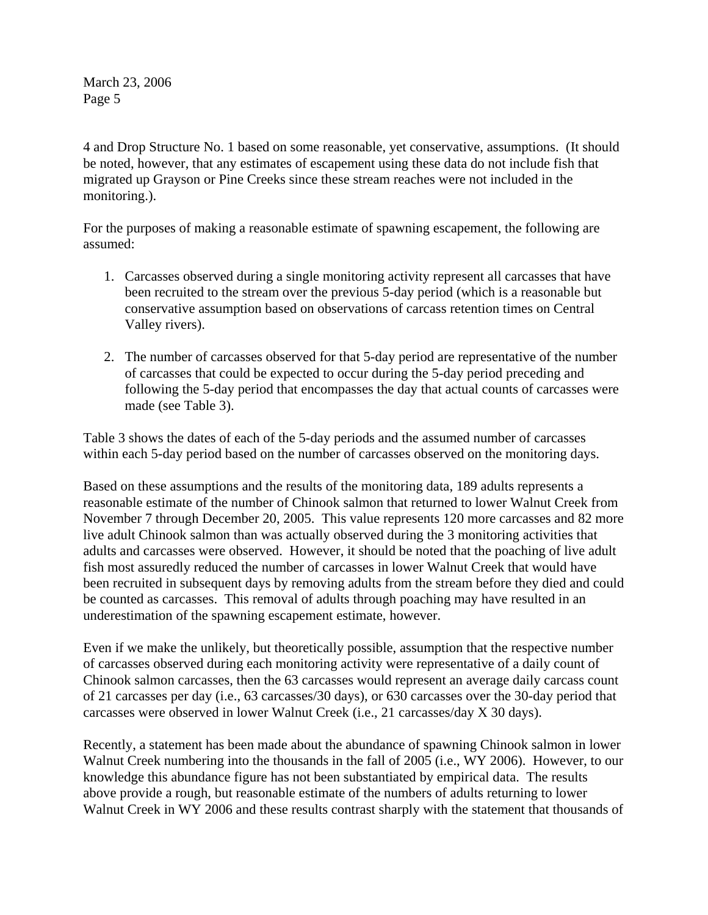4 and Drop Structure No. 1 based on some reasonable, yet conservative, assumptions. (It should be noted, however, that any estimates of escapement using these data do not include fish that migrated up Grayson or Pine Creeks since these stream reaches were not included in the monitoring.).

For the purposes of making a reasonable estimate of spawning escapement, the following are assumed:

1. Carcasses observed during a single monitoring activity represent all carcasses that have been recruited to the stream over the previous 5-day period (which is a reasonable but conservative assumption based on observations of carcass retention times on Central Valley rivers).

2. The number of carcasses observed for that 5-day period are representative of the number of carcasses that could be expected to occur during the 5-day period preceding and following the 5-day period that encompasses the day that actual counts of carcasses were made (see Table 3).

Table 3 shows the dates of each of the 5-day periods and the assumed number of carcasses within each 5-day period based on the number of carcasses observed on the monitoring days.

Based on these assumptions and the results of the monitoring data, 189 adults represents a reasonable estimate of the number of Chinook salmon that returned to lower Walnut Creek from November 7 through December 20, 2005. This value represents 120 more carcasses and 82 more live adult Chinook salmon than was actually observed during the 3 monitoring activities that adults and carcasses were observed. However, it should be noted that the poaching of live adult fish most assuredly reduced the number of carcasses in lower Walnut Creek that would have been recruited in subsequent days by removing adults from the stream before they died and could be counted as carcasses. This removal of adults through poaching may have resulted in an underestimation of the spawning escapement estimate, however.

Even if we make the unlikely, but theoretically possible, assumption that the respective number of carcasses observed during each monitoring activity were representative of a daily count of Chinook salmon carcasses, then the 63 carcasses would represent an average daily carcass count of 21 carcasses per day (i.e., 63 carcasses/30 days), or 630 carcasses over the 30-day period that carcasses were observed in lower Walnut Creek (i.e., 21 carcasses/day X 30 days).

Recently, a statement has been made about the abundance of spawning Chinook salmon in lower Walnut Creek numbering into the thousands in the fall of 2005 (i.e., WY 2006). However, to our knowledge this abundance figure has not been substantiated by empirical data. The results above provide a rough, but reasonable estimate of the numbers of adults returning to lower Walnut Creek in WY 2006 and these results contrast sharply with the statement that thousands of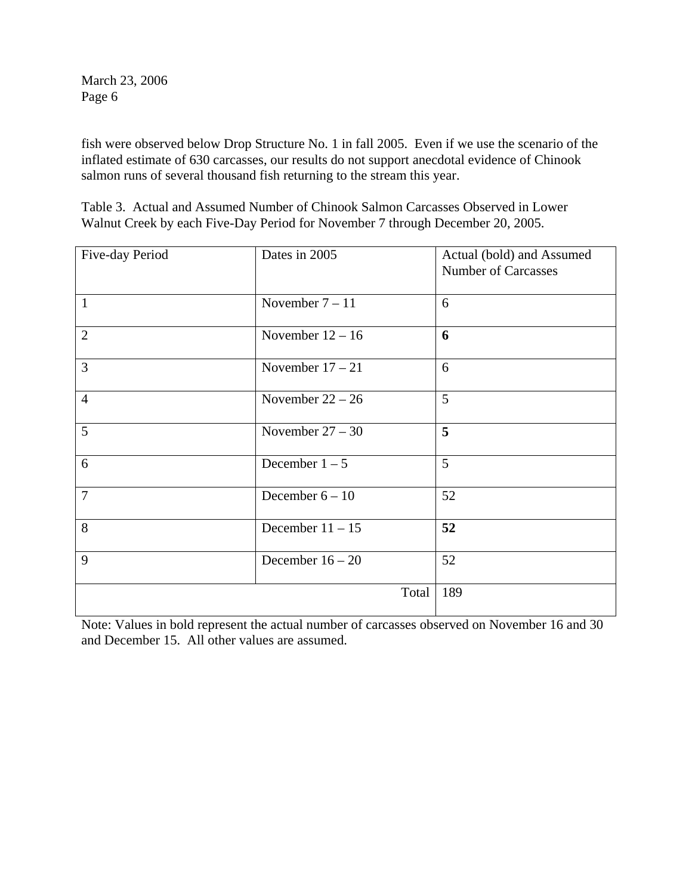fish were observed below Drop Structure No. 1 in fall 2005. Even if we use the scenario of the inflated estimate of 630 carcasses, our results do not support anecdotal evidence of Chinook salmon runs of several thousand fish returning to the stream this year.

Table 3. Actual and Assumed Number of Chinook Salmon Carcasses Observed in Lower Walnut Creek by each Five-Day Period for November 7 through December 20, 2005.

| Five-day Period | Dates in 2005 | Actual (bold) and Assumed Number of Carcasses |
|---|---|---|
| 1 | November 7 – 11 | 6 |
| 2 | November 12 – 16 | **6** |
| 3 | November 17 – 21 | 6 |
| 4 | November 22 – 26 | 5 |
| 5 | November 27 – 30 | **5** |
| 6 | December 1 – 5 | 5 |
| 7 | December 6 – 10 | 52 |
| 8 | December 11 – 15 | **52** |
| 9 | December 16 – 20 | 52 |
| | Total | 189 |

Note: Values in bold represent the actual number of carcasses observed on November 16 and 30 and December 15. All other values are assumed.